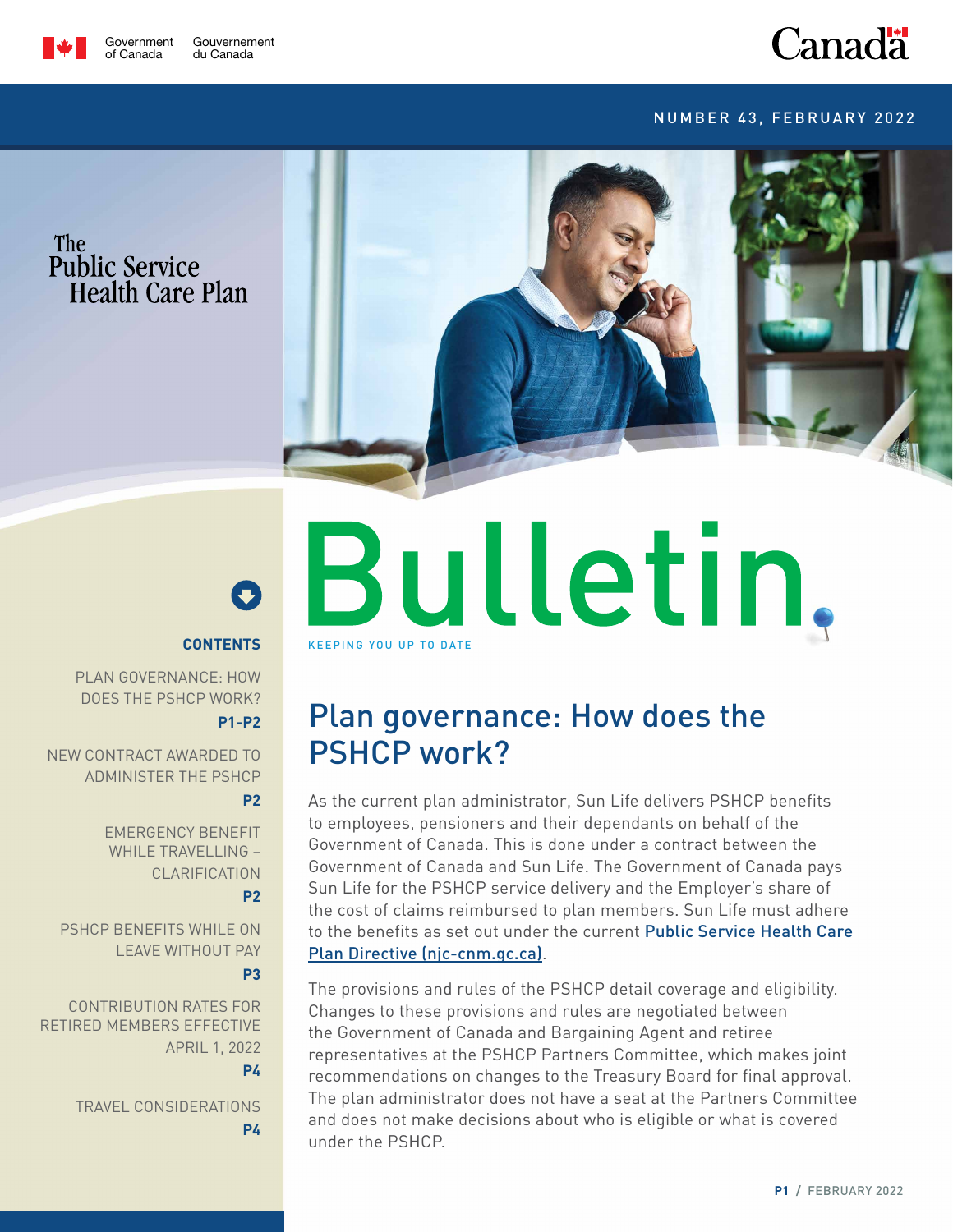Government of Canada / Gouvernement du Canada

NUMBER 43, FEBRUARY 2022

The Public Service Health Care Plan

# Bulletin

KEEPING YOU UP TO DATE

**CONTENTS**

PLAN GOVERNANCE: HOW DOES THE PSHCP WORK? **P1-P2**

NEW CONTRACT AWARDED TO ADMINISTER THE PSHCP **P2**

EMERGENCY BENEFIT WHILE TRAVELLING – CLARIFICATION **P2**

PSHCP BENEFITS WHILE ON LEAVE WITHOUT PAY **P3**

CONTRIBUTION RATES FOR RETIRED MEMBERS EFFECTIVE APRIL 1, 2022 **P4**

TRAVEL CONSIDERATIONS **P4**

## Plan governance: How does the PSHCP work?

As the current plan administrator, Sun Life delivers PSHCP benefits to employees, pensioners and their dependants on behalf of the Government of Canada. This is done under a contract between the Government of Canada and Sun Life. The Government of Canada pays Sun Life for the PSHCP service delivery and the Employer's share of the cost of claims reimbursed to plan members. Sun Life must adhere to the benefits as set out under the current [Public Service Health Care Plan Directive (njc-cnm.gc.ca)](njc-cnm.gc.ca).

The provisions and rules of the PSHCP detail coverage and eligibility. Changes to these provisions and rules are negotiated between the Government of Canada and Bargaining Agent and retiree representatives at the PSHCP Partners Committee, which makes joint recommendations on changes to the Treasury Board for final approval. The plan administrator does not have a seat at the Partners Committee and does not make decisions about who is eligible or what is covered under the PSHCP.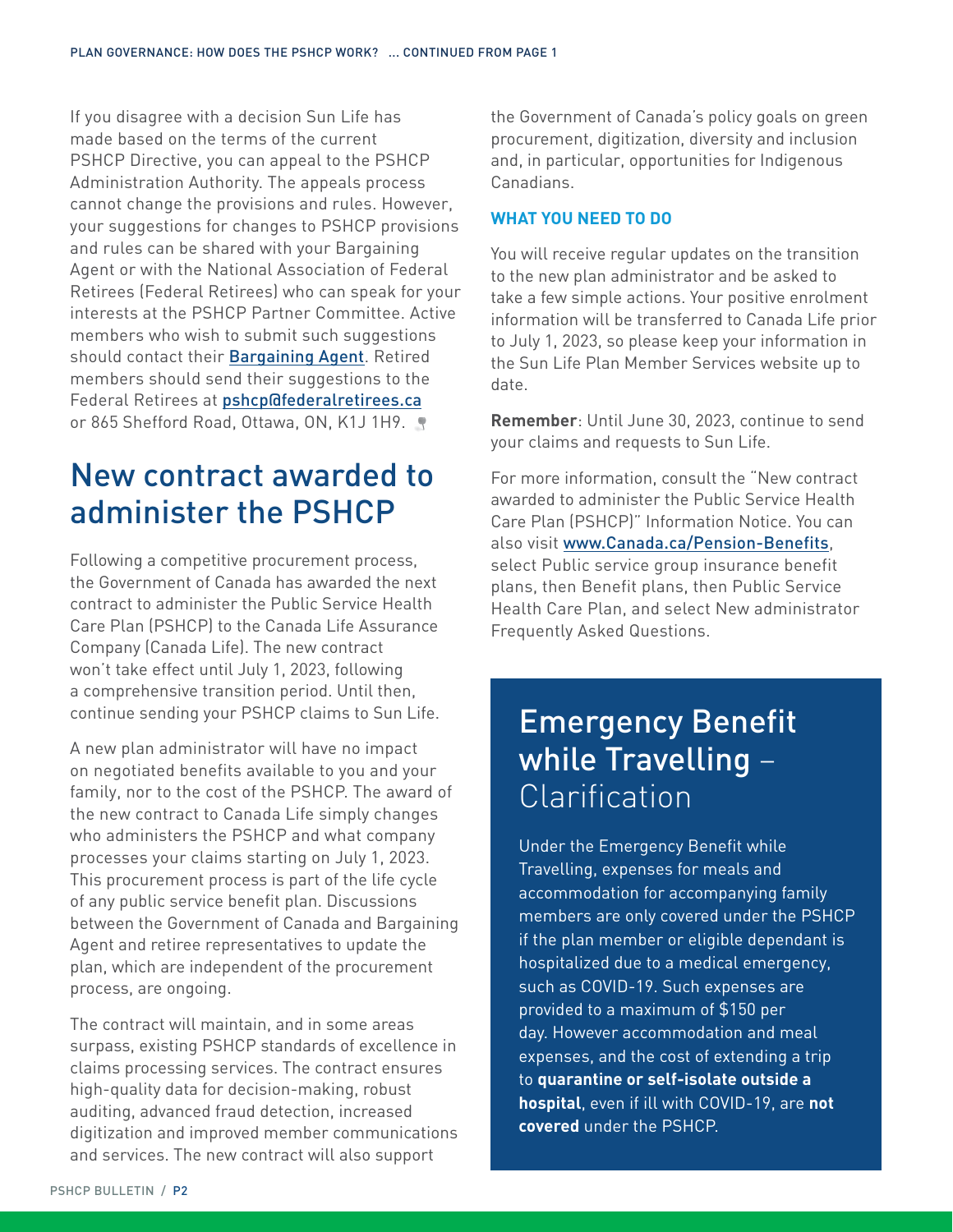If you disagree with a decision Sun Life has made based on the terms of the current PSHCP Directive, you can appeal to the PSHCP Administration Authority. The appeals process cannot change the provisions and rules. However, your suggestions for changes to PSHCP provisions and rules can be shared with your Bargaining Agent or with the National Association of Federal Retirees (Federal Retirees) who can speak for your interests at the PSHCP Partner Committee. Active members who wish to submit such suggestions should contact their Bargaining Agent. Retired members should send their suggestions to the Federal Retirees at pshcp@federalretirees.ca or 865 Shefford Road, Ottawa, ON, K1J 1H9.

# New contract awarded to administer the PSHCP

Following a competitive procurement process, the Government of Canada has awarded the next contract to administer the Public Service Health Care Plan (PSHCP) to the Canada Life Assurance Company (Canada Life). The new contract won't take effect until July 1, 2023, following a comprehensive transition period. Until then, continue sending your PSHCP claims to Sun Life.

A new plan administrator will have no impact on negotiated benefits available to you and your family, nor to the cost of the PSHCP. The award of the new contract to Canada Life simply changes who administers the PSHCP and what company processes your claims starting on July 1, 2023. This procurement process is part of the life cycle of any public service benefit plan. Discussions between the Government of Canada and Bargaining Agent and retiree representatives to update the plan, which are independent of the procurement process, are ongoing.

The contract will maintain, and in some areas surpass, existing PSHCP standards of excellence in claims processing services. The contract ensures high-quality data for decision-making, robust auditing, advanced fraud detection, increased digitization and improved member communications and services. The new contract will also support the Government of Canada's policy goals on green procurement, digitization, diversity and inclusion and, in particular, opportunities for Indigenous Canadians.

### WHAT YOU NEED TO DO

You will receive regular updates on the transition to the new plan administrator and be asked to take a few simple actions. Your positive enrolment information will be transferred to Canada Life prior to July 1, 2023, so please keep your information in the Sun Life Plan Member Services website up to date.

**Remember**: Until June 30, 2023, continue to send your claims and requests to Sun Life.

For more information, consult the "New contract awarded to administer the Public Service Health Care Plan (PSHCP)" Information Notice. You can also visit www.Canada.ca/Pension-Benefits, select Public service group insurance benefit plans, then Benefit plans, then Public Service Health Care Plan, and select New administrator Frequently Asked Questions.

## Emergency Benefit while Travelling – Clarification

Under the Emergency Benefit while Travelling, expenses for meals and accommodation for accompanying family members are only covered under the PSHCP if the plan member or eligible dependant is hospitalized due to a medical emergency, such as COVID-19. Such expenses are provided to a maximum of $150 per day. However accommodation and meal expenses, and the cost of extending a trip to **quarantine or self-isolate outside a hospital**, even if ill with COVID-19, are **not covered** under the PSHCP.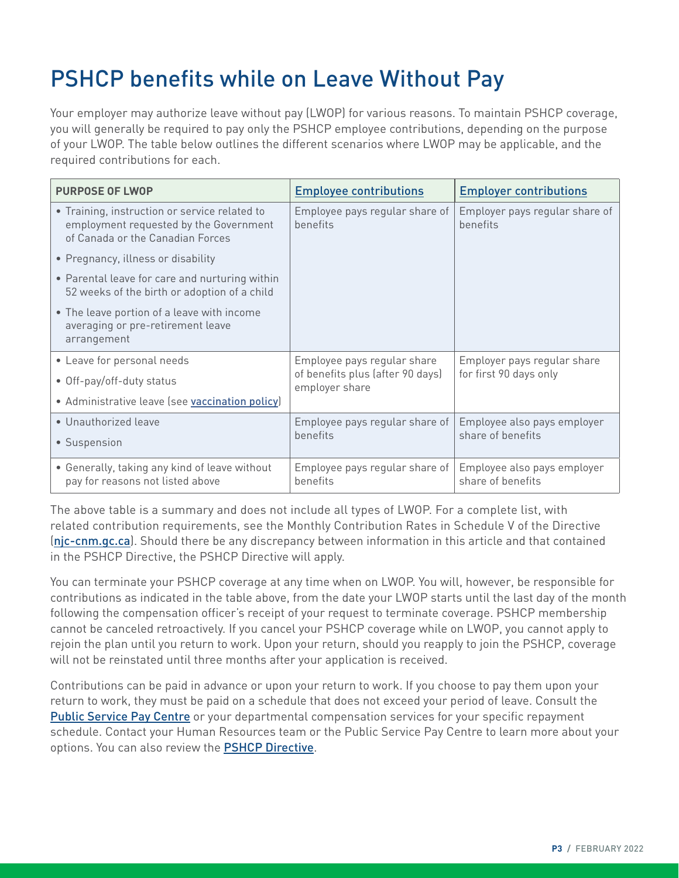# PSHCP benefits while on Leave Without Pay

Your employer may authorize leave without pay (LWOP) for various reasons. To maintain PSHCP coverage, you will generally be required to pay only the PSHCP employee contributions, depending on the purpose of your LWOP. The table below outlines the different scenarios where LWOP may be applicable, and the required contributions for each.

| PURPOSE OF LWOP | Employee contributions | Employer contributions |
|---|---|---|
| • Training, instruction or service related to employment requested by the Government of Canada or the Canadian Forces<br>• Pregnancy, illness or disability<br>• Parental leave for care and nurturing within 52 weeks of the birth or adoption of a child<br>• The leave portion of a leave with income averaging or pre-retirement leave arrangement | Employee pays regular share of benefits | Employer pays regular share of benefits |
| • Leave for personal needs<br>• Off-pay/off-duty status<br>• Administrative leave (see vaccination policy) | Employee pays regular share of benefits plus (after 90 days) employer share | Employer pays regular share for first 90 days only |
| • Unauthorized leave<br>• Suspension | Employee pays regular share of benefits | Employee also pays employer share of benefits |
| • Generally, taking any kind of leave without pay for reasons not listed above | Employee pays regular share of benefits | Employee also pays employer share of benefits |

The above table is a summary and does not include all types of LWOP. For a complete list, with related contribution requirements, see the Monthly Contribution Rates in Schedule V of the Directive (njc-cnm.gc.ca). Should there be any discrepancy between information in this article and that contained in the PSHCP Directive, the PSHCP Directive will apply.

You can terminate your PSHCP coverage at any time when on LWOP. You will, however, be responsible for contributions as indicated in the table above, from the date your LWOP starts until the last day of the month following the compensation officer's receipt of your request to terminate coverage. PSHCP membership cannot be canceled retroactively. If you cancel your PSHCP coverage while on LWOP, you cannot apply to rejoin the plan until you return to work. Upon your return, should you reapply to join the PSHCP, coverage will not be reinstated until three months after your application is received.

Contributions can be paid in advance or upon your return to work. If you choose to pay them upon your return to work, they must be paid on a schedule that does not exceed your period of leave. Consult the Public Service Pay Centre or your departmental compensation services for your specific repayment schedule. Contact your Human Resources team or the Public Service Pay Centre to learn more about your options. You can also review the PSHCP Directive.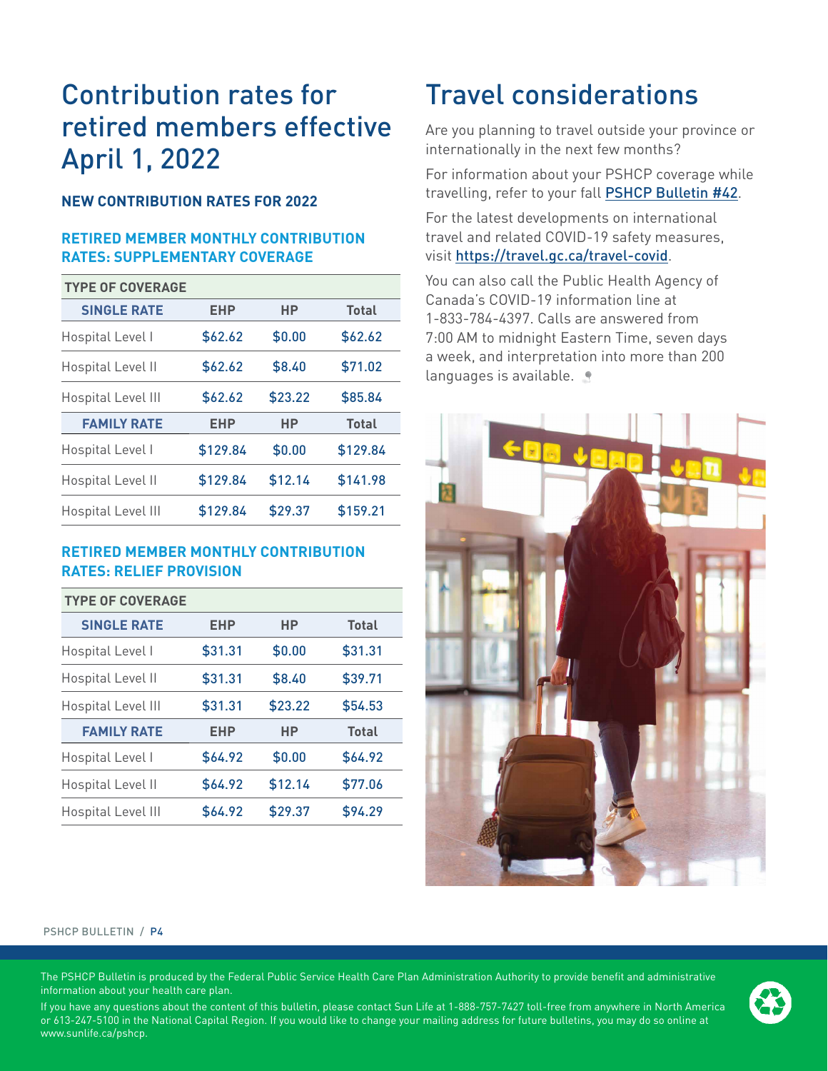# Contribution rates for retired members effective April 1, 2022

**NEW CONTRIBUTION RATES FOR 2022**

### RETIRED MEMBER MONTHLY CONTRIBUTION RATES: SUPPLEMENTARY COVERAGE

| TYPE OF COVERAGE | | | |
|---|---|---|---|
| **SINGLE RATE** | **EHP** | **HP** | **Total** |
| Hospital Level I | $62.62 | $0.00 | $62.62 |
| Hospital Level II | $62.62 | $8.40 | $71.02 |
| Hospital Level III | $62.62 | $23.22 | $85.84 |
| **FAMILY RATE** | **EHP** | **HP** | **Total** |
| Hospital Level I | $129.84 | $0.00 | $129.84 |
| Hospital Level II | $129.84 | $12.14 | $141.98 |
| Hospital Level III | $129.84 | $29.37 | $159.21 |

### RETIRED MEMBER MONTHLY CONTRIBUTION RATES: RELIEF PROVISION

| TYPE OF COVERAGE | | | |
|---|---|---|---|
| **SINGLE RATE** | **EHP** | **HP** | **Total** |
| Hospital Level I | $31.31 | $0.00 | $31.31 |
| Hospital Level II | $31.31 | $8.40 | $39.71 |
| Hospital Level III | $31.31 | $23.22 | $54.53 |
| **FAMILY RATE** | **EHP** | **HP** | **Total** |
| Hospital Level I | $64.92 | $0.00 | $64.92 |
| Hospital Level II | $64.92 | $12.14 | $77.06 |
| Hospital Level III | $64.92 | $29.37 | $94.29 |

# Travel considerations

Are you planning to travel outside your province or internationally in the next few months?

For information about your PSHCP coverage while travelling, refer to your fall PSHCP Bulletin #42.

For the latest developments on international travel and related COVID-19 safety measures, visit https://travel.gc.ca/travel-covid.

You can also call the Public Health Agency of Canada's COVID-19 information line at 1-833-784-4397. Calls are answered from 7:00 AM to midnight Eastern Time, seven days a week, and interpretation into more than 200 languages is available.

The PSHCP Bulletin is produced by the Federal Public Service Health Care Plan Administration Authority to provide benefit and administrative information about your health care plan.

If you have any questions about the content of this bulletin, please contact Sun Life at 1-888-757-7427 toll-free from anywhere in North America or 613-247-5100 in the National Capital Region. If you would like to change your mailing address for future bulletins, you may do so online at www.sunlife.ca/pshcp.